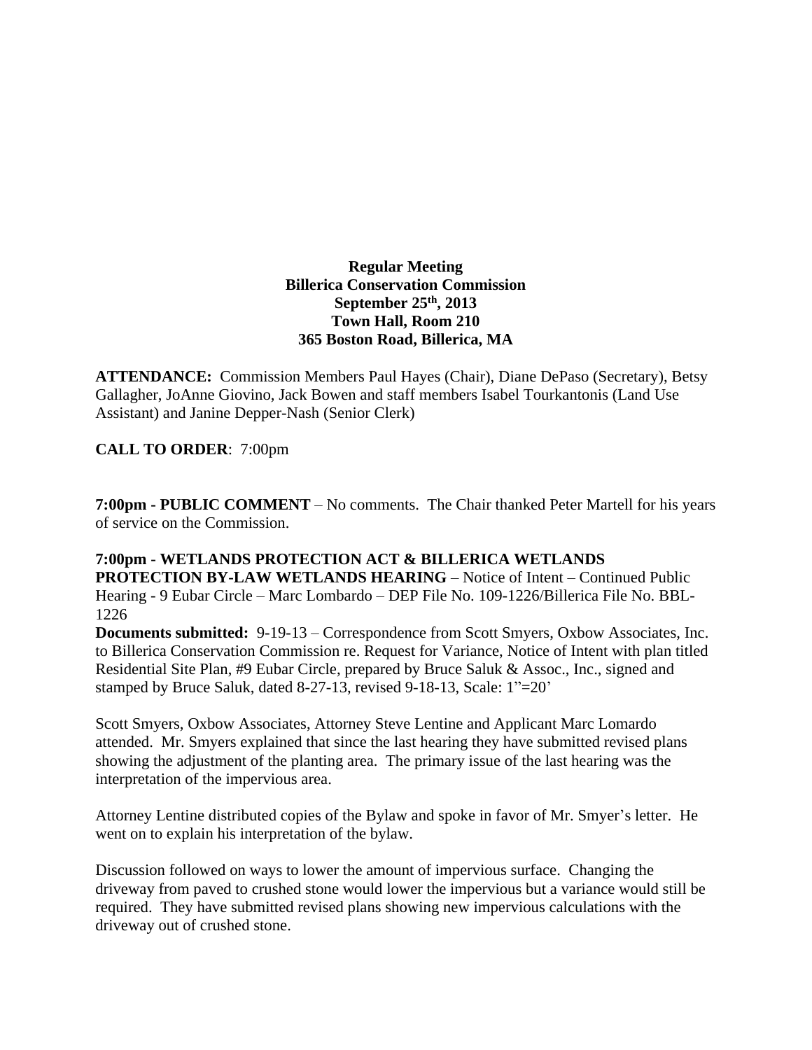**Regular Meeting**
**Billerica Conservation Commission**
**September 25th, 2013**
**Town Hall, Room 210**
**365 Boston Road, Billerica, MA**

**ATTENDANCE:** Commission Members Paul Hayes (Chair), Diane DePaso (Secretary), Betsy Gallagher, JoAnne Giovino, Jack Bowen and staff members Isabel Tourkantonis (Land Use Assistant) and Janine Depper-Nash (Senior Clerk)

**CALL TO ORDER**: 7:00pm

**7:00pm - PUBLIC COMMENT** – No comments. The Chair thanked Peter Martell for his years of service on the Commission.

**7:00pm - WETLANDS PROTECTION ACT & BILLERICA WETLANDS PROTECTION BY-LAW WETLANDS HEARING** – Notice of Intent – Continued Public Hearing - 9 Eubar Circle – Marc Lombardo – DEP File No. 109-1226/Billerica File No. BBL-1226

**Documents submitted:** 9-19-13 – Correspondence from Scott Smyers, Oxbow Associates, Inc. to Billerica Conservation Commission re. Request for Variance, Notice of Intent with plan titled Residential Site Plan, #9 Eubar Circle, prepared by Bruce Saluk & Assoc., Inc., signed and stamped by Bruce Saluk, dated 8-27-13, revised 9-18-13, Scale: 1"=20'

Scott Smyers, Oxbow Associates, Attorney Steve Lentine and Applicant Marc Lomardo attended. Mr. Smyers explained that since the last hearing they have submitted revised plans showing the adjustment of the planting area. The primary issue of the last hearing was the interpretation of the impervious area.

Attorney Lentine distributed copies of the Bylaw and spoke in favor of Mr. Smyer's letter. He went on to explain his interpretation of the bylaw.

Discussion followed on ways to lower the amount of impervious surface. Changing the driveway from paved to crushed stone would lower the impervious but a variance would still be required. They have submitted revised plans showing new impervious calculations with the driveway out of crushed stone.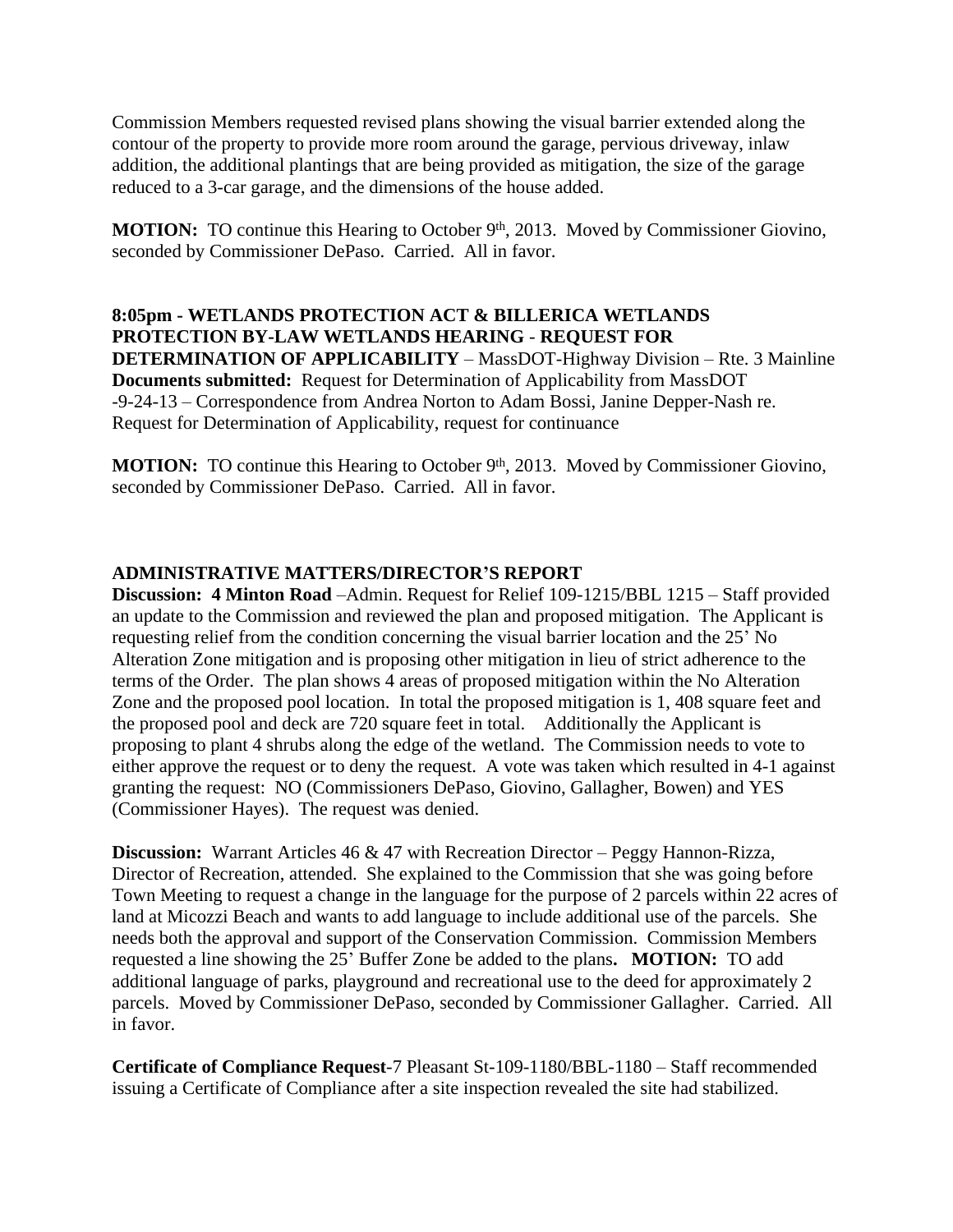Commission Members requested revised plans showing the visual barrier extended along the contour of the property to provide more room around the garage, pervious driveway, inlaw addition, the additional plantings that are being provided as mitigation, the size of the garage reduced to a 3-car garage, and the dimensions of the house added.

**MOTION:** TO continue this Hearing to October 9th, 2013. Moved by Commissioner Giovino, seconded by Commissioner DePaso. Carried. All in favor.

**8:05pm - WETLANDS PROTECTION ACT & BILLERICA WETLANDS PROTECTION BY-LAW WETLANDS HEARING - REQUEST FOR DETERMINATION OF APPLICABILITY** – MassDOT-Highway Division – Rte. 3 Mainline
**Documents submitted:** Request for Determination of Applicability from MassDOT -9-24-13 – Correspondence from Andrea Norton to Adam Bossi, Janine Depper-Nash re. Request for Determination of Applicability, request for continuance

**MOTION:** TO continue this Hearing to October 9th, 2013. Moved by Commissioner Giovino, seconded by Commissioner DePaso. Carried. All in favor.

**ADMINISTRATIVE MATTERS/DIRECTOR'S REPORT**

**Discussion: 4 Minton Road** –Admin. Request for Relief 109-1215/BBL 1215 – Staff provided an update to the Commission and reviewed the plan and proposed mitigation. The Applicant is requesting relief from the condition concerning the visual barrier location and the 25' No Alteration Zone mitigation and is proposing other mitigation in lieu of strict adherence to the terms of the Order. The plan shows 4 areas of proposed mitigation within the No Alteration Zone and the proposed pool location. In total the proposed mitigation is 1, 408 square feet and the proposed pool and deck are 720 square feet in total. Additionally the Applicant is proposing to plant 4 shrubs along the edge of the wetland. The Commission needs to vote to either approve the request or to deny the request. A vote was taken which resulted in 4-1 against granting the request: NO (Commissioners DePaso, Giovino, Gallagher, Bowen) and YES (Commissioner Hayes). The request was denied.

**Discussion:** Warrant Articles 46 & 47 with Recreation Director – Peggy Hannon-Rizza, Director of Recreation, attended. She explained to the Commission that she was going before Town Meeting to request a change in the language for the purpose of 2 parcels within 22 acres of land at Micozzi Beach and wants to add language to include additional use of the parcels. She needs both the approval and support of the Conservation Commission. Commission Members requested a line showing the 25' Buffer Zone be added to the plans**. MOTION:** TO add additional language of parks, playground and recreational use to the deed for approximately 2 parcels. Moved by Commissioner DePaso, seconded by Commissioner Gallagher. Carried. All in favor.

**Certificate of Compliance Request**-7 Pleasant St-109-1180/BBL-1180 – Staff recommended issuing a Certificate of Compliance after a site inspection revealed the site had stabilized.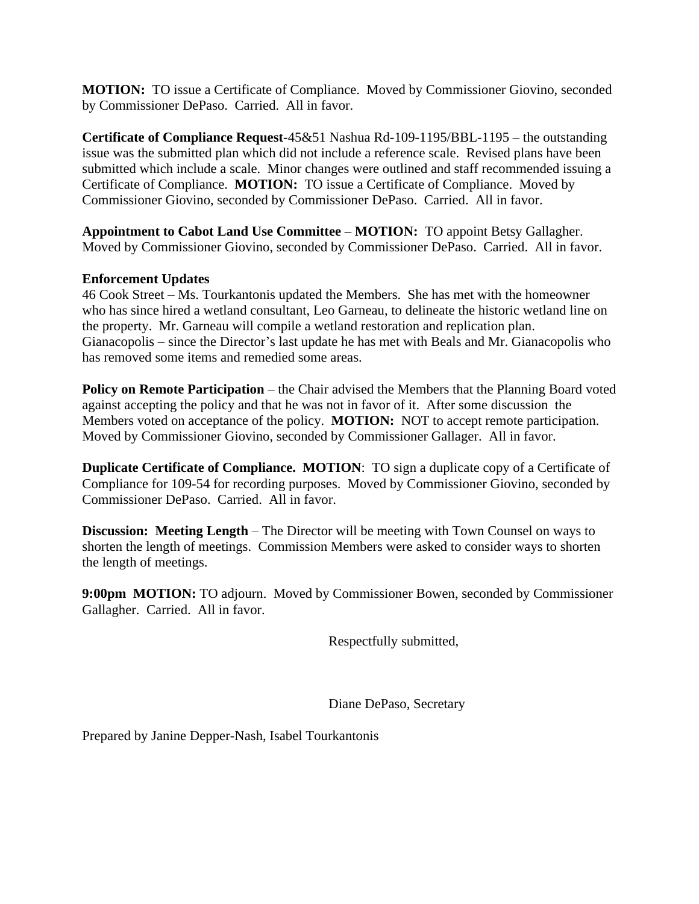**MOTION:** TO issue a Certificate of Compliance. Moved by Commissioner Giovino, seconded by Commissioner DePaso. Carried. All in favor.

**Certificate of Compliance Request**-45&51 Nashua Rd-109-1195/BBL-1195 – the outstanding issue was the submitted plan which did not include a reference scale. Revised plans have been submitted which include a scale. Minor changes were outlined and staff recommended issuing a Certificate of Compliance. **MOTION:** TO issue a Certificate of Compliance. Moved by Commissioner Giovino, seconded by Commissioner DePaso. Carried. All in favor.

**Appointment to Cabot Land Use Committee** – **MOTION:** TO appoint Betsy Gallagher. Moved by Commissioner Giovino, seconded by Commissioner DePaso. Carried. All in favor.

**Enforcement Updates**
46 Cook Street – Ms. Tourkantonis updated the Members. She has met with the homeowner who has since hired a wetland consultant, Leo Garneau, to delineate the historic wetland line on the property. Mr. Garneau will compile a wetland restoration and replication plan.
Gianacopolis – since the Director's last update he has met with Beals and Mr. Gianacopolis who has removed some items and remedied some areas.

**Policy on Remote Participation** – the Chair advised the Members that the Planning Board voted against accepting the policy and that he was not in favor of it. After some discussion the Members voted on acceptance of the policy. **MOTION:** NOT to accept remote participation. Moved by Commissioner Giovino, seconded by Commissioner Gallager. All in favor.

**Duplicate Certificate of Compliance. MOTION**: TO sign a duplicate copy of a Certificate of Compliance for 109-54 for recording purposes. Moved by Commissioner Giovino, seconded by Commissioner DePaso. Carried. All in favor.

**Discussion: Meeting Length** – The Director will be meeting with Town Counsel on ways to shorten the length of meetings. Commission Members were asked to consider ways to shorten the length of meetings.

**9:00pm MOTION:** TO adjourn. Moved by Commissioner Bowen, seconded by Commissioner Gallagher. Carried. All in favor.

Respectfully submitted,

Diane DePaso, Secretary

Prepared by Janine Depper-Nash, Isabel Tourkantonis